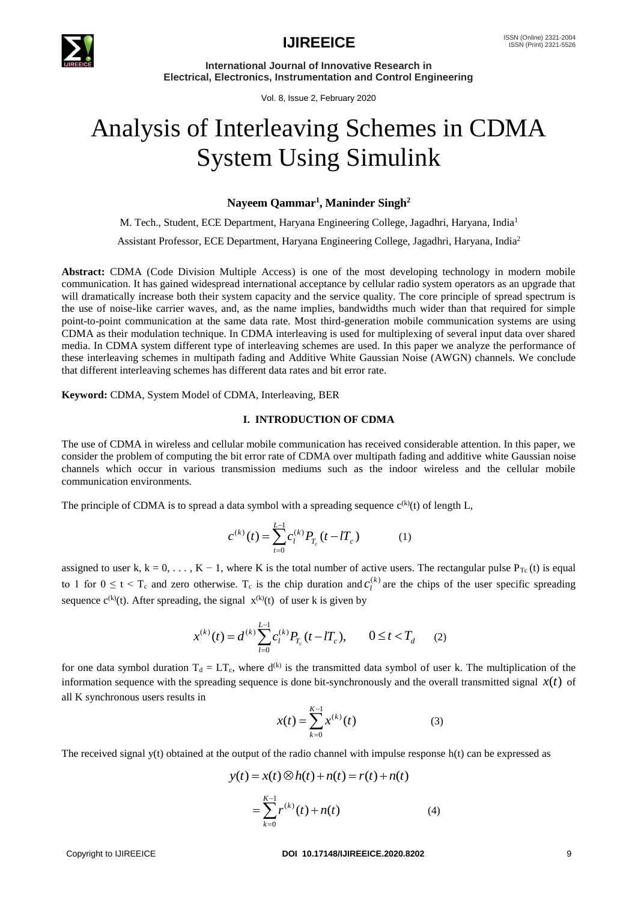# Analysis of Interleaving Schemes in CDMA System Using Simulink

**Nayeem Qammar[1], Maninder Singh[2]**

M. Tech., Student, ECE Department, Haryana Engineering College, Jagadhri, Haryana, India[1]

Assistant Professor, ECE Department, Haryana Engineering College, Jagadhri, Haryana, India[2]

**Abstract:** CDMA (Code Division Multiple Access) is one of the most developing technology in modern mobile communication. It has gained widespread international acceptance by cellular radio system operators as an upgrade that will dramatically increase both their system capacity and the service quality. The core principle of spread spectrum is the use of noise-like carrier waves, and, as the name implies, bandwidths much wider than that required for simple point-to-point communication at the same data rate. Most third-generation mobile communication systems are using CDMA as their modulation technique. In CDMA interleaving is used for multiplexing of several input data over shared media. In CDMA system different type of interleaving schemes are used. In this paper we analyze the performance of these interleaving schemes in multipath fading and Additive White Gaussian Noise (AWGN) channels. We conclude that different interleaving schemes has different data rates and bit error rate.

**Keyword:** CDMA, System Model of CDMA, Interleaving, BER

## I. INTRODUCTION OF CDMA

The use of CDMA in wireless and cellular mobile communication has received considerable attention. In this paper, we consider the problem of computing the bit error rate of CDMA over multipath fading and additive white Gaussian noise channels which occur in various transmission mediums such as the indoor wireless and the cellular mobile communication environments.

The principle of CDMA is to spread a data symbol with a spreading sequence $c^{(k)}(t)$ of length L,

$$c^{(k)}(t) = \sum_{t=0}^{L-1} c_l^{(k)} P_{T_c}(t - lT_c) \qquad (1)$$

assigned to user k, $k = 0, \ldots, K-1$, where K is the total number of active users. The rectangular pulse $P_{Tc}(t)$ is equal to 1 for $0 \leq t < T_c$ and zero otherwise. $T_c$ is the chip duration and $c_l^{(k)}$ are the chips of the user specific spreading sequence $c^{(k)}(t)$. After spreading, the signal $x^{(k)}(t)$ of user k is given by

$$x^{(k)}(t) = d^{(k)} \sum_{l=0}^{L-1} c_l^{(k)} P_{T_c}(t - lT_c), \qquad 0 \leq t < T_d \qquad (2)$$

for one data symbol duration $T_d = LT_c$, where $d^{(k)}$ is the transmitted data symbol of user k. The multiplication of the information sequence with the spreading sequence is done bit-synchronously and the overall transmitted signal $x(t)$ of all K synchronous users results in

$$x(t) = \sum_{k=0}^{K-1} x^{(k)}(t) \qquad (3)$$

The received signal y(t) obtained at the output of the radio channel with impulse response h(t) can be expressed as

$$y(t) = x(t) \otimes h(t) + n(t) = r(t) + n(t)$$

$$= \sum_{k=0}^{K-1} r^{(k)}(t) + n(t) \qquad (4)$$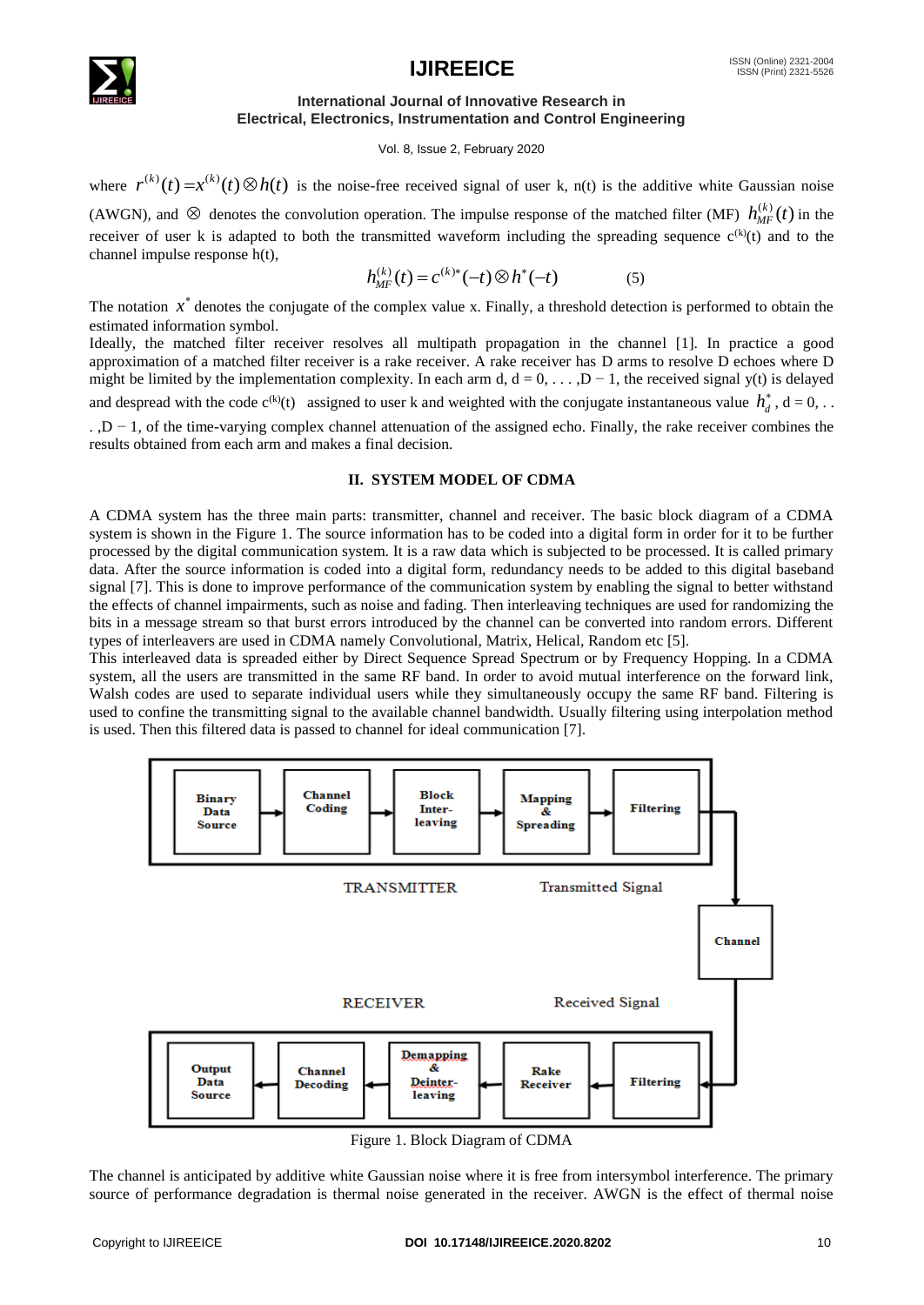where $r^{(k)}(t) = x^{(k)}(t) \otimes h(t)$ is the noise-free received signal of user k, n(t) is the additive white Gaussian noise (AWGN), and $\otimes$ denotes the convolution operation. The impulse response of the matched filter (MF) $h_{MF}^{(k)}(t)$ in the receiver of user k is adapted to both the transmitted waveform including the spreading sequence $c^{(k)}(t)$ and to the channel impulse response h(t),

$$h_{MF}^{(k)}(t) = c^{(k)*}(-t) \otimes h^{*}(-t) \qquad (5)$$

The notation $x^{*}$ denotes the conjugate of the complex value x. Finally, a threshold detection is performed to obtain the estimated information symbol.

Ideally, the matched filter receiver resolves all multipath propagation in the channel [1]. In practice a good approximation of a matched filter receiver is a rake receiver. A rake receiver has D arms to resolve D echoes where D might be limited by the implementation complexity. In each arm d, d = 0, . . . ,D − 1, the received signal y(t) is delayed and despread with the code $c^{(k)}(t)$ assigned to user k and weighted with the conjugate instantaneous value $h_d^{*}$, d = 0, . . . ,D − 1, of the time-varying complex channel attenuation of the assigned echo. Finally, the rake receiver combines the results obtained from each arm and makes a final decision.

## II. SYSTEM MODEL OF CDMA

A CDMA system has the three main parts: transmitter, channel and receiver. The basic block diagram of a CDMA system is shown in the Figure 1. The source information has to be coded into a digital form in order for it to be further processed by the digital communication system. It is a raw data which is subjected to be processed. It is called primary data. After the source information is coded into a digital form, redundancy needs to be added to this digital baseband signal [7]. This is done to improve performance of the communication system by enabling the signal to better withstand the effects of channel impairments, such as noise and fading. Then interleaving techniques are used for randomizing the bits in a message stream so that burst errors introduced by the channel can be converted into random errors. Different types of interleavers are used in CDMA namely Convolutional, Matrix, Helical, Random etc [5].

This interleaved data is spreaded either by Direct Sequence Spread Spectrum or by Frequency Hopping. In a CDMA system, all the users are transmitted in the same RF band. In order to avoid mutual interference on the forward link, Walsh codes are used to separate individual users while they simultaneously occupy the same RF band. Filtering is used to confine the transmitting signal to the available channel bandwidth. Usually filtering using interpolation method is used. Then this filtered data is passed to channel for ideal communication [7].

TRANSMITTER: Binary Data Source → Channel Coding → Block Inter-leaving → Mapping & Spreading → Filtering → Transmitted Signal → Channel

RECEIVER: Received Signal → Filtering → Rake Receiver → Demapping & Deinter-leaving → Channel Decoding → Output Data Source

Figure 1. Block Diagram of CDMA

The channel is anticipated by additive white Gaussian noise where it is free from intersymbol interference. The primary source of performance degradation is thermal noise generated in the receiver. AWGN is the effect of thermal noise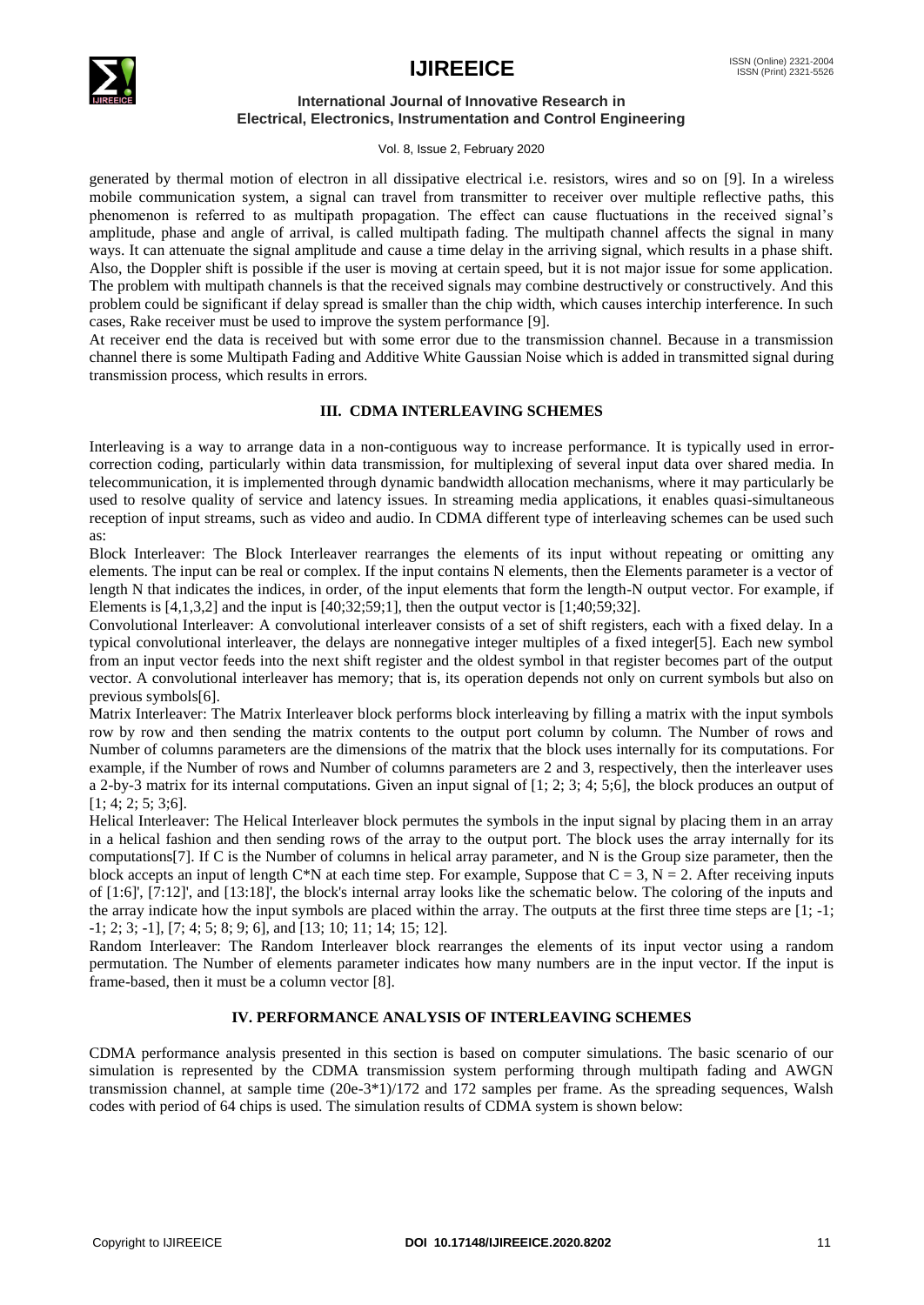generated by thermal motion of electron in all dissipative electrical i.e. resistors, wires and so on [9]. In a wireless mobile communication system, a signal can travel from transmitter to receiver over multiple reflective paths, this phenomenon is referred to as multipath propagation. The effect can cause fluctuations in the received signal's amplitude, phase and angle of arrival, is called multipath fading. The multipath channel affects the signal in many ways. It can attenuate the signal amplitude and cause a time delay in the arriving signal, which results in a phase shift. Also, the Doppler shift is possible if the user is moving at certain speed, but it is not major issue for some application. The problem with multipath channels is that the received signals may combine destructively or constructively. And this problem could be significant if delay spread is smaller than the chip width, which causes interchip interference. In such cases, Rake receiver must be used to improve the system performance [9].

At receiver end the data is received but with some error due to the transmission channel. Because in a transmission channel there is some Multipath Fading and Additive White Gaussian Noise which is added in transmitted signal during transmission process, which results in errors.

## III. CDMA INTERLEAVING SCHEMES

Interleaving is a way to arrange data in a non-contiguous way to increase performance. It is typically used in error-correction coding, particularly within data transmission, for multiplexing of several input data over shared media. In telecommunication, it is implemented through dynamic bandwidth allocation mechanisms, where it may particularly be used to resolve quality of service and latency issues. In streaming media applications, it enables quasi-simultaneous reception of input streams, such as video and audio. In CDMA different type of interleaving schemes can be used such as:

Block Interleaver: The Block Interleaver rearranges the elements of its input without repeating or omitting any elements. The input can be real or complex. If the input contains N elements, then the Elements parameter is a vector of length N that indicates the indices, in order, of the input elements that form the length-N output vector. For example, if Elements is [4,1,3,2] and the input is [40;32;59;1], then the output vector is [1;40;59;32].

Convolutional Interleaver: A convolutional interleaver consists of a set of shift registers, each with a fixed delay. In a typical convolutional interleaver, the delays are nonnegative integer multiples of a fixed integer[5]. Each new symbol from an input vector feeds into the next shift register and the oldest symbol in that register becomes part of the output vector. A convolutional interleaver has memory; that is, its operation depends not only on current symbols but also on previous symbols[6].

Matrix Interleaver: The Matrix Interleaver block performs block interleaving by filling a matrix with the input symbols row by row and then sending the matrix contents to the output port column by column. The Number of rows and Number of columns parameters are the dimensions of the matrix that the block uses internally for its computations. For example, if the Number of rows and Number of columns parameters are 2 and 3, respectively, then the interleaver uses a 2-by-3 matrix for its internal computations. Given an input signal of [1; 2; 3; 4; 5;6], the block produces an output of [1; 4; 2; 5; 3;6].

Helical Interleaver: The Helical Interleaver block permutes the symbols in the input signal by placing them in an array in a helical fashion and then sending rows of the array to the output port. The block uses the array internally for its computations[7]. If C is the Number of columns in helical array parameter, and N is the Group size parameter, then the block accepts an input of length C*N at each time step. For example, Suppose that C = 3, N = 2. After receiving inputs of [1:6]', [7:12]', and [13:18]', the block's internal array looks like the schematic below. The coloring of the inputs and the array indicate how the input symbols are placed within the array. The outputs at the first three time steps are [1; -1; -1; 2; 3; -1], [7; 4; 5; 8; 9; 6], and [13; 10; 11; 14; 15; 12].

Random Interleaver: The Random Interleaver block rearranges the elements of its input vector using a random permutation. The Number of elements parameter indicates how many numbers are in the input vector. If the input is frame-based, then it must be a column vector [8].

## IV. PERFORMANCE ANALYSIS OF INTERLEAVING SCHEMES

CDMA performance analysis presented in this section is based on computer simulations. The basic scenario of our simulation is represented by the CDMA transmission system performing through multipath fading and AWGN transmission channel, at sample time (20e-3*1)/172 and 172 samples per frame. As the spreading sequences, Walsh codes with period of 64 chips is used. The simulation results of CDMA system is shown below: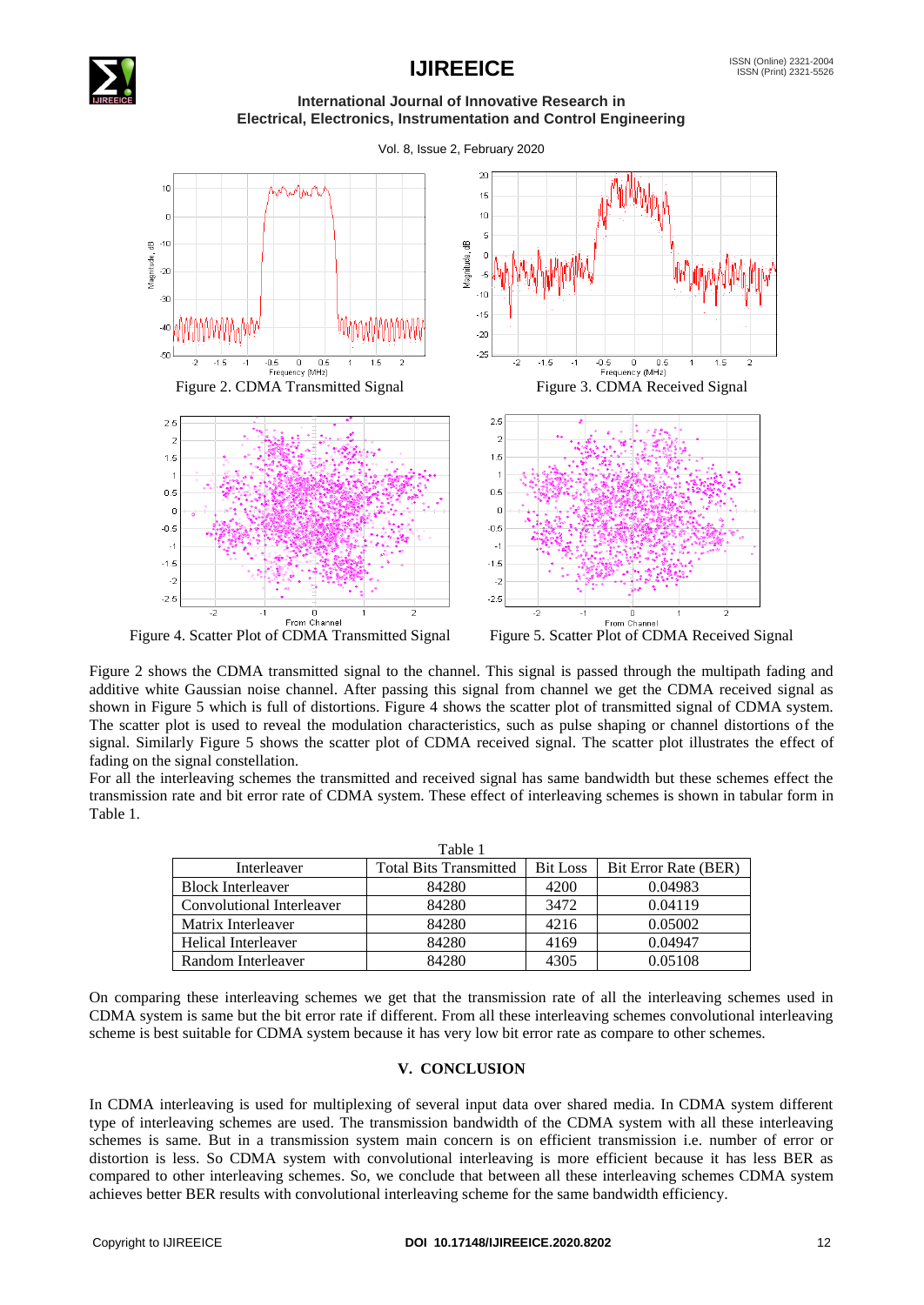Figure 2. CDMA Transmitted Signal

Figure 3. CDMA Received Signal

Figure 4. Scatter Plot of CDMA Transmitted Signal

Figure 5. Scatter Plot of CDMA Received Signal

Figure 2 shows the CDMA transmitted signal to the channel. This signal is passed through the multipath fading and additive white Gaussian noise channel. After passing this signal from channel we get the CDMA received signal as shown in Figure 5 which is full of distortions. Figure 4 shows the scatter plot of transmitted signal of CDMA system. The scatter plot is used to reveal the modulation characteristics, such as pulse shaping or channel distortions of the signal. Similarly Figure 5 shows the scatter plot of CDMA received signal. The scatter plot illustrates the effect of fading on the signal constellation.

For all the interleaving schemes the transmitted and received signal has same bandwidth but these schemes effect the transmission rate and bit error rate of CDMA system. These effect of interleaving schemes is shown in tabular form in Table 1.

Table 1

| Interleaver | Total Bits Transmitted | Bit Loss | Bit Error Rate (BER) |
|---|---|---|---|
| Block Interleaver | 84280 | 4200 | 0.04983 |
| Convolutional Interleaver | 84280 | 3472 | 0.04119 |
| Matrix Interleaver | 84280 | 4216 | 0.05002 |
| Helical Interleaver | 84280 | 4169 | 0.04947 |
| Random Interleaver | 84280 | 4305 | 0.05108 |

On comparing these interleaving schemes we get that the transmission rate of all the interleaving schemes used in CDMA system is same but the bit error rate if different. From all these interleaving schemes convolutional interleaving scheme is best suitable for CDMA system because it has very low bit error rate as compare to other schemes.

## V. CONCLUSION

In CDMA interleaving is used for multiplexing of several input data over shared media. In CDMA system different type of interleaving schemes are used. The transmission bandwidth of the CDMA system with all these interleaving schemes is same. But in a transmission system main concern is on efficient transmission i.e. number of error or distortion is less. So CDMA system with convolutional interleaving is more efficient because it has less BER as compared to other interleaving schemes. So, we conclude that between all these interleaving schemes CDMA system achieves better BER results with convolutional interleaving scheme for the same bandwidth efficiency.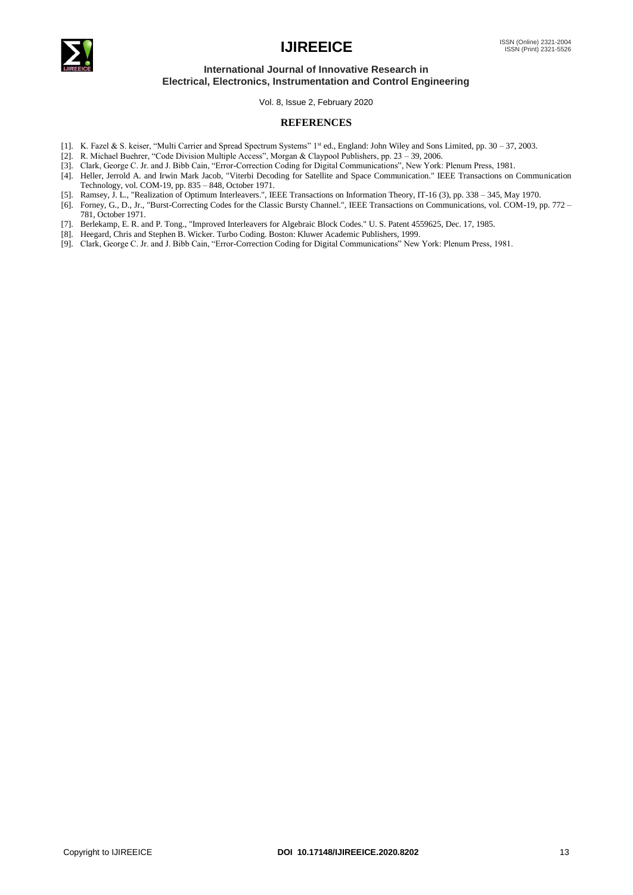## REFERENCES

[1]. K. Fazel & S. keiser, "Multi Carrier and Spread Spectrum Systems" 1st ed., England: John Wiley and Sons Limited, pp. 30 – 37, 2003.

[2]. R. Michael Buehrer, "Code Division Multiple Access", Morgan & Claypool Publishers, pp. 23 – 39, 2006.

[3]. Clark, George C. Jr. and J. Bibb Cain, "Error-Correction Coding for Digital Communications", New York: Plenum Press, 1981.

[4]. Heller, Jerrold A. and Irwin Mark Jacob, "Viterbi Decoding for Satellite and Space Communication." IEEE Transactions on Communication Technology, vol. COM-19, pp. 835 – 848, October 1971.

[5]. Ramsey, J. L., "Realization of Optimum Interleavers.", IEEE Transactions on Information Theory, IT-16 (3), pp. 338 – 345, May 1970.

[6]. Forney, G., D., Jr., "Burst-Correcting Codes for the Classic Bursty Channel.", IEEE Transactions on Communications, vol. COM-19, pp. 772 – 781, October 1971.

[7]. Berlekamp, E. R. and P. Tong., "Improved Interleavers for Algebraic Block Codes." U. S. Patent 4559625, Dec. 17, 1985.

[8]. Heegard, Chris and Stephen B. Wicker. Turbo Coding. Boston: Kluwer Academic Publishers, 1999.

[9]. Clark, George C. Jr. and J. Bibb Cain, "Error-Correction Coding for Digital Communications" New York: Plenum Press, 1981.